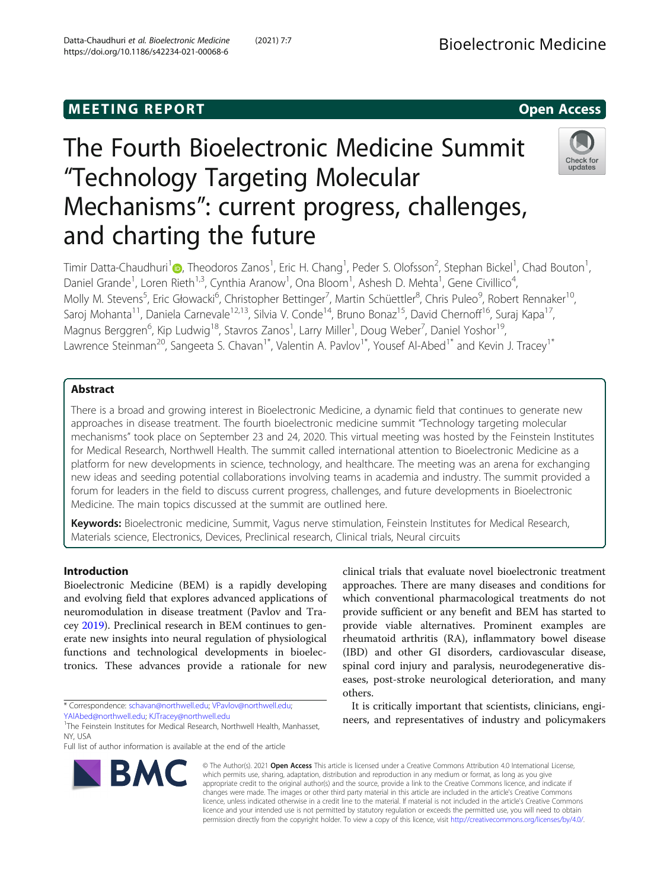MEETING REPORT

Open Access

# The Fourth Bioelectronic Medicine Summit "Technology Targeting Molecular Mechanisms": current progress, challenges, and charting the future

Timir Datta-Chaudhuri[1], Theodoros Zanos[1], Eric H. Chang[1], Peder S. Olofsson[2], Stephan Bickel[1], Chad Bouton[1], Daniel Grande[1], Loren Rieth[1,3], Cynthia Aranow[1], Ona Bloom[1], Ashesh D. Mehta[1], Gene Civillico[4], Molly M. Stevens[5], Eric Głowacki[6], Christopher Bettinger[7], Martin Schüettler[8], Chris Puleo[9], Robert Rennaker[10], Saroj Mohanta[11], Daniela Carnevale[12,13], Silvia V. Conde[14], Bruno Bonaz[15], David Chernoff[16], Suraj Kapa[17], Magnus Berggren[6], Kip Ludwig[18], Stavros Zanos[1], Larry Miller[1], Doug Weber[7], Daniel Yoshor[19], Lawrence Steinman[20], Sangeeta S. Chavan[1*], Valentin A. Pavlov[1*], Yousef Al-Abed[1*] and Kevin J. Tracey[1*]

## Abstract

There is a broad and growing interest in Bioelectronic Medicine, a dynamic field that continues to generate new approaches in disease treatment. The fourth bioelectronic medicine summit "Technology targeting molecular mechanisms" took place on September 23 and 24, 2020. This virtual meeting was hosted by the Feinstein Institutes for Medical Research, Northwell Health. The summit called international attention to Bioelectronic Medicine as a platform for new developments in science, technology, and healthcare. The meeting was an arena for exchanging new ideas and seeding potential collaborations involving teams in academia and industry. The summit provided a forum for leaders in the field to discuss current progress, challenges, and future developments in Bioelectronic Medicine. The main topics discussed at the summit are outlined here.

**Keywords:** Bioelectronic medicine, Summit, Vagus nerve stimulation, Feinstein Institutes for Medical Research, Materials science, Electronics, Devices, Preclinical research, Clinical trials, Neural circuits

## Introduction

Bioelectronic Medicine (BEM) is a rapidly developing and evolving field that explores advanced applications of neuromodulation in disease treatment (Pavlov and Tracey 2019). Preclinical research in BEM continues to generate new insights into neural regulation of physiological functions and technological developments in bioelectronics. These advances provide a rationale for new clinical trials that evaluate novel bioelectronic treatment approaches. There are many diseases and conditions for which conventional pharmacological treatments do not provide sufficient or any benefit and BEM has started to provide viable alternatives. Prominent examples are rheumatoid arthritis (RA), inflammatory bowel disease (IBD) and other GI disorders, cardiovascular disease, spinal cord injury and paralysis, neurodegenerative diseases, post-stroke neurological deterioration, and many others.

It is critically important that scientists, clinicians, engineers, and representatives of industry and policymakers

\* Correspondence: schavan@northwell.edu; VPavlov@northwell.edu; YAlAbed@northwell.edu; KJTracey@northwell.edu

[1]The Feinstein Institutes for Medical Research, Northwell Health, Manhasset, NY, USA

Full list of author information is available at the end of the article

© The Author(s). 2021 **Open Access** This article is licensed under a Creative Commons Attribution 4.0 International License, which permits use, sharing, adaptation, distribution and reproduction in any medium or format, as long as you give appropriate credit to the original author(s) and the source, provide a link to the Creative Commons licence, and indicate if changes were made. The images or other third party material in this article are included in the article's Creative Commons licence, unless indicated otherwise in a credit line to the material. If material is not included in the article's Creative Commons licence and your intended use is not permitted by statutory regulation or exceeds the permitted use, you will need to obtain permission directly from the copyright holder. To view a copy of this licence, visit http://creativecommons.org/licenses/by/4.0/.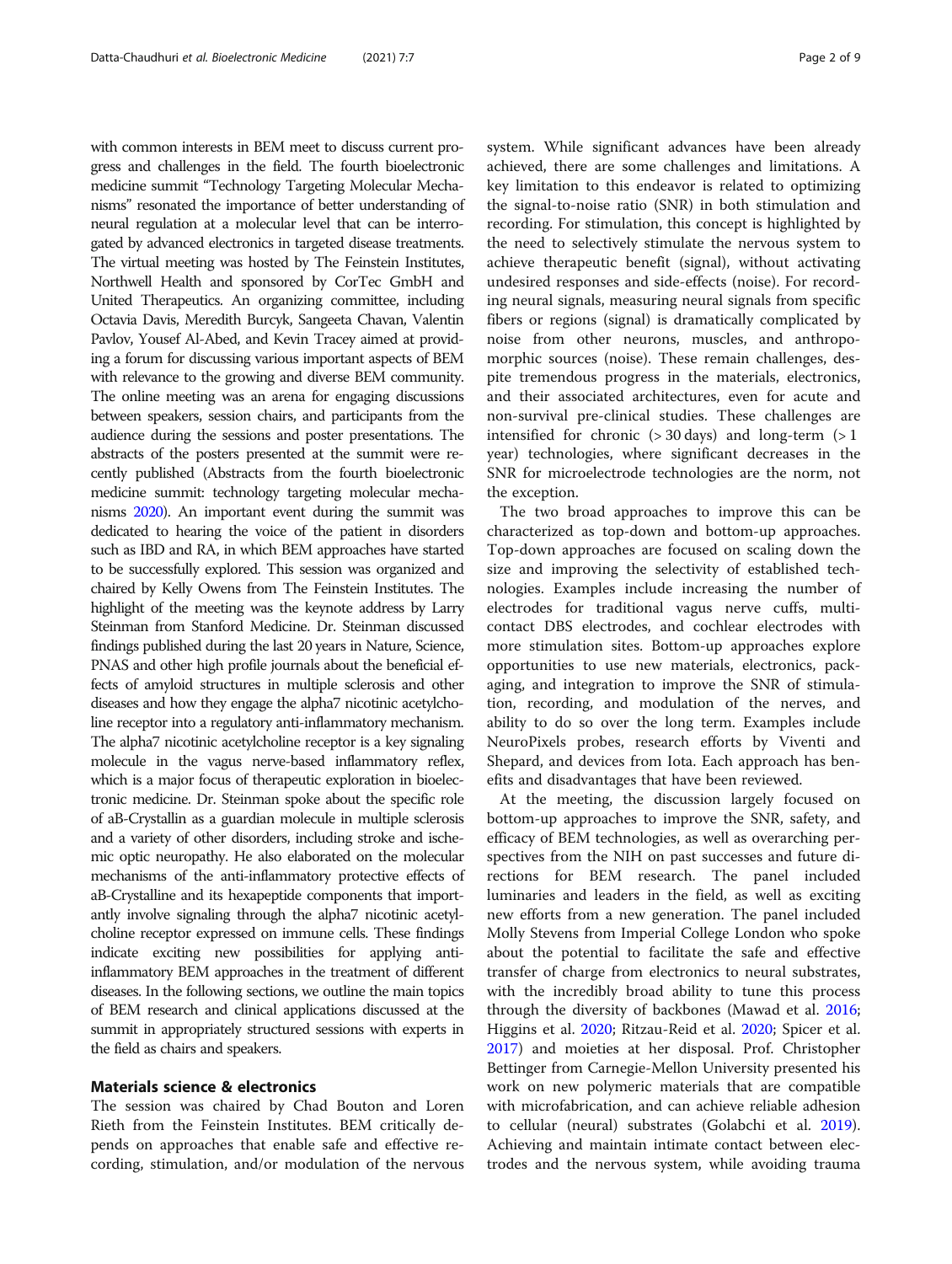with common interests in BEM meet to discuss current progress and challenges in the field. The fourth bioelectronic medicine summit "Technology Targeting Molecular Mechanisms" resonated the importance of better understanding of neural regulation at a molecular level that can be interrogated by advanced electronics in targeted disease treatments. The virtual meeting was hosted by The Feinstein Institutes, Northwell Health and sponsored by CorTec GmbH and United Therapeutics. An organizing committee, including Octavia Davis, Meredith Burcyk, Sangeeta Chavan, Valentin Pavlov, Yousef Al-Abed, and Kevin Tracey aimed at providing a forum for discussing various important aspects of BEM with relevance to the growing and diverse BEM community. The online meeting was an arena for engaging discussions between speakers, session chairs, and participants from the audience during the sessions and poster presentations. The abstracts of the posters presented at the summit were recently published (Abstracts from the fourth bioelectronic medicine summit: technology targeting molecular mechanisms 2020). An important event during the summit was dedicated to hearing the voice of the patient in disorders such as IBD and RA, in which BEM approaches have started to be successfully explored. This session was organized and chaired by Kelly Owens from The Feinstein Institutes. The highlight of the meeting was the keynote address by Larry Steinman from Stanford Medicine. Dr. Steinman discussed findings published during the last 20 years in Nature, Science, PNAS and other high profile journals about the beneficial effects of amyloid structures in multiple sclerosis and other diseases and how they engage the alpha7 nicotinic acetylcholine receptor into a regulatory anti-inflammatory mechanism. The alpha7 nicotinic acetylcholine receptor is a key signaling molecule in the vagus nerve-based inflammatory reflex, which is a major focus of therapeutic exploration in bioelectronic medicine. Dr. Steinman spoke about the specific role of aB-Crystallin as a guardian molecule in multiple sclerosis and a variety of other disorders, including stroke and ischemic optic neuropathy. He also elaborated on the molecular mechanisms of the anti-inflammatory protective effects of aB-Crystalline and its hexapeptide components that importantly involve signaling through the alpha7 nicotinic acetylcholine receptor expressed on immune cells. These findings indicate exciting new possibilities for applying anti-inflammatory BEM approaches in the treatment of different diseases. In the following sections, we outline the main topics of BEM research and clinical applications discussed at the summit in appropriately structured sessions with experts in the field as chairs and speakers.

## Materials science & electronics

The session was chaired by Chad Bouton and Loren Rieth from the Feinstein Institutes. BEM critically depends on approaches that enable safe and effective recording, stimulation, and/or modulation of the nervous system. While significant advances have been already achieved, there are some challenges and limitations. A key limitation to this endeavor is related to optimizing the signal-to-noise ratio (SNR) in both stimulation and recording. For stimulation, this concept is highlighted by the need to selectively stimulate the nervous system to achieve therapeutic benefit (signal), without activating undesired responses and side-effects (noise). For recording neural signals, measuring neural signals from specific fibers or regions (signal) is dramatically complicated by noise from other neurons, muscles, and anthropomorphic sources (noise). These remain challenges, despite tremendous progress in the materials, electronics, and their associated architectures, even for acute and non-survival pre-clinical studies. These challenges are intensified for chronic (> 30 days) and long-term (> 1 year) technologies, where significant decreases in the SNR for microelectrode technologies are the norm, not the exception.

The two broad approaches to improve this can be characterized as top-down and bottom-up approaches. Top-down approaches are focused on scaling down the size and improving the selectivity of established technologies. Examples include increasing the number of electrodes for traditional vagus nerve cuffs, multi-contact DBS electrodes, and cochlear electrodes with more stimulation sites. Bottom-up approaches explore opportunities to use new materials, electronics, packaging, and integration to improve the SNR of stimulation, recording, and modulation of the nerves, and ability to do so over the long term. Examples include NeuroPixels probes, research efforts by Viventi and Shepard, and devices from Iota. Each approach has benefits and disadvantages that have been reviewed.

At the meeting, the discussion largely focused on bottom-up approaches to improve the SNR, safety, and efficacy of BEM technologies, as well as overarching perspectives from the NIH on past successes and future directions for BEM research. The panel included luminaries and leaders in the field, as well as exciting new efforts from a new generation. The panel included Molly Stevens from Imperial College London who spoke about the potential to facilitate the safe and effective transfer of charge from electronics to neural substrates, with the incredibly broad ability to tune this process through the diversity of backbones (Mawad et al. 2016; Higgins et al. 2020; Ritzau-Reid et al. 2020; Spicer et al. 2017) and moieties at her disposal. Prof. Christopher Bettinger from Carnegie-Mellon University presented his work on new polymeric materials that are compatible with microfabrication, and can achieve reliable adhesion to cellular (neural) substrates (Golabchi et al. 2019). Achieving and maintain intimate contact between electrodes and the nervous system, while avoiding trauma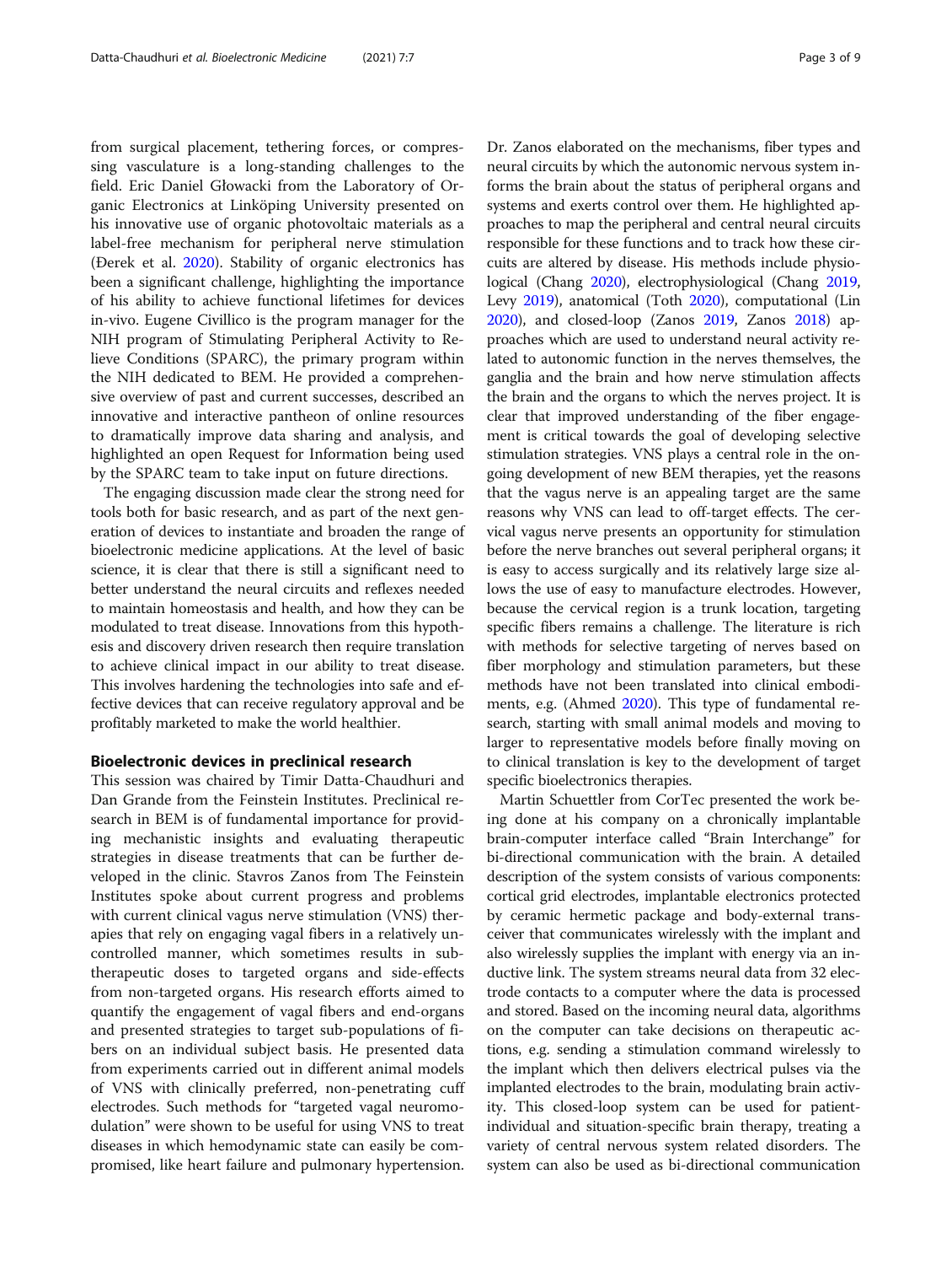from surgical placement, tethering forces, or compressing vasculature is a long-standing challenges to the field. Eric Daniel Głowacki from the Laboratory of Organic Electronics at Linköping University presented on his innovative use of organic photovoltaic materials as a label-free mechanism for peripheral nerve stimulation (Đerek et al. 2020). Stability of organic electronics has been a significant challenge, highlighting the importance of his ability to achieve functional lifetimes for devices in-vivo. Eugene Civillico is the program manager for the NIH program of Stimulating Peripheral Activity to Relieve Conditions (SPARC), the primary program within the NIH dedicated to BEM. He provided a comprehensive overview of past and current successes, described an innovative and interactive pantheon of online resources to dramatically improve data sharing and analysis, and highlighted an open Request for Information being used by the SPARC team to take input on future directions.

The engaging discussion made clear the strong need for tools both for basic research, and as part of the next generation of devices to instantiate and broaden the range of bioelectronic medicine applications. At the level of basic science, it is clear that there is still a significant need to better understand the neural circuits and reflexes needed to maintain homeostasis and health, and how they can be modulated to treat disease. Innovations from this hypothesis and discovery driven research then require translation to achieve clinical impact in our ability to treat disease. This involves hardening the technologies into safe and effective devices that can receive regulatory approval and be profitably marketed to make the world healthier.

## Bioelectronic devices in preclinical research

This session was chaired by Timir Datta-Chaudhuri and Dan Grande from the Feinstein Institutes. Preclinical research in BEM is of fundamental importance for providing mechanistic insights and evaluating therapeutic strategies in disease treatments that can be further developed in the clinic. Stavros Zanos from The Feinstein Institutes spoke about current progress and problems with current clinical vagus nerve stimulation (VNS) therapies that rely on engaging vagal fibers in a relatively uncontrolled manner, which sometimes results in subtherapeutic doses to targeted organs and side-effects from non-targeted organs. His research efforts aimed to quantify the engagement of vagal fibers and end-organs and presented strategies to target sub-populations of fibers on an individual subject basis. He presented data from experiments carried out in different animal models of VNS with clinically preferred, non-penetrating cuff electrodes. Such methods for "targeted vagal neuromodulation" were shown to be useful for using VNS to treat diseases in which hemodynamic state can easily be compromised, like heart failure and pulmonary hypertension. Dr. Zanos elaborated on the mechanisms, fiber types and neural circuits by which the autonomic nervous system informs the brain about the status of peripheral organs and systems and exerts control over them. He highlighted approaches to map the peripheral and central neural circuits responsible for these functions and to track how these circuits are altered by disease. His methods include physiological (Chang 2020), electrophysiological (Chang 2019, Levy 2019), anatomical (Toth 2020), computational (Lin 2020), and closed-loop (Zanos 2019, Zanos 2018) approaches which are used to understand neural activity related to autonomic function in the nerves themselves, the ganglia and the brain and how nerve stimulation affects the brain and the organs to which the nerves project. It is clear that improved understanding of the fiber engagement is critical towards the goal of developing selective stimulation strategies. VNS plays a central role in the ongoing development of new BEM therapies, yet the reasons that the vagus nerve is an appealing target are the same reasons why VNS can lead to off-target effects. The cervical vagus nerve presents an opportunity for stimulation before the nerve branches out several peripheral organs; it is easy to access surgically and its relatively large size allows the use of easy to manufacture electrodes. However, because the cervical region is a trunk location, targeting specific fibers remains a challenge. The literature is rich with methods for selective targeting of nerves based on fiber morphology and stimulation parameters, but these methods have not been translated into clinical embodiments, e.g. (Ahmed 2020). This type of fundamental research, starting with small animal models and moving to larger to representative models before finally moving on to clinical translation is key to the development of target specific bioelectronics therapies.

Martin Schuettler from CorTec presented the work being done at his company on a chronically implantable brain-computer interface called "Brain Interchange" for bi-directional communication with the brain. A detailed description of the system consists of various components: cortical grid electrodes, implantable electronics protected by ceramic hermetic package and body-external transceiver that communicates wirelessly with the implant and also wirelessly supplies the implant with energy via an inductive link. The system streams neural data from 32 electrode contacts to a computer where the data is processed and stored. Based on the incoming neural data, algorithms on the computer can take decisions on therapeutic actions, e.g. sending a stimulation command wirelessly to the implant which then delivers electrical pulses via the implanted electrodes to the brain, modulating brain activity. This closed-loop system can be used for patient-individual and situation-specific brain therapy, treating a variety of central nervous system related disorders. The system can also be used as bi-directional communication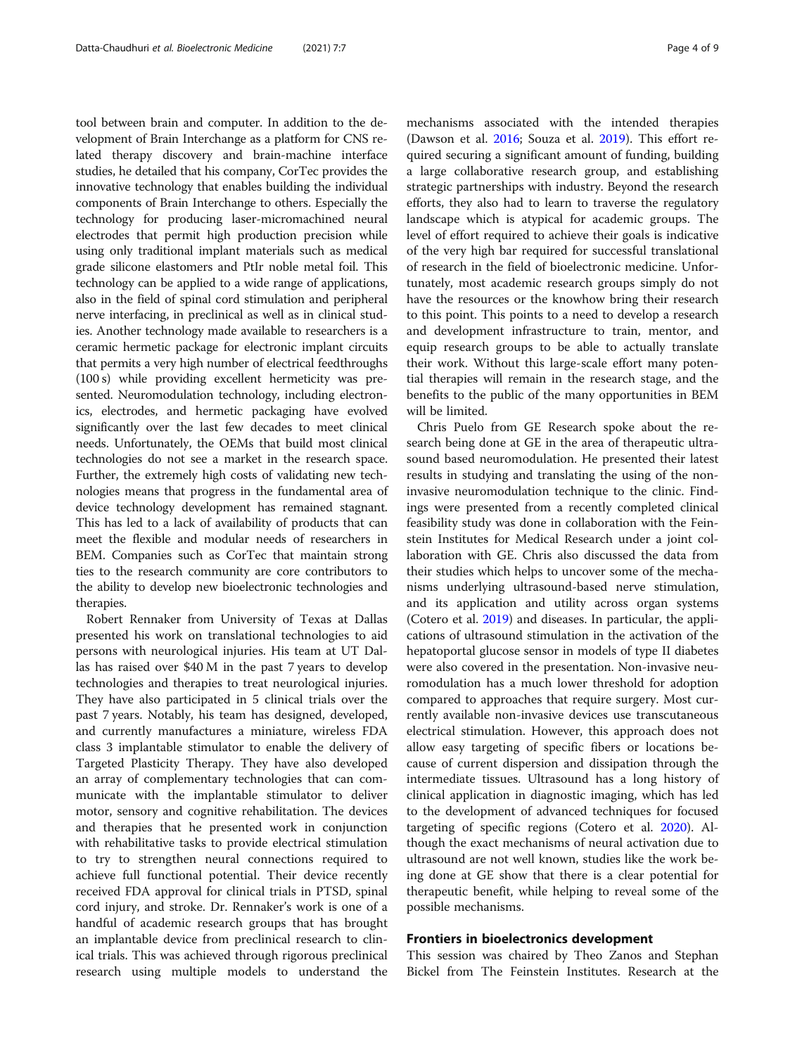tool between brain and computer. In addition to the development of Brain Interchange as a platform for CNS related therapy discovery and brain-machine interface studies, he detailed that his company, CorTec provides the innovative technology that enables building the individual components of Brain Interchange to others. Especially the technology for producing laser-micromachined neural electrodes that permit high production precision while using only traditional implant materials such as medical grade silicone elastomers and PtIr noble metal foil. This technology can be applied to a wide range of applications, also in the field of spinal cord stimulation and peripheral nerve interfacing, in preclinical as well as in clinical studies. Another technology made available to researchers is a ceramic hermetic package for electronic implant circuits that permits a very high number of electrical feedthroughs (100 s) while providing excellent hermeticity was presented. Neuromodulation technology, including electronics, electrodes, and hermetic packaging have evolved significantly over the last few decades to meet clinical needs. Unfortunately, the OEMs that build most clinical technologies do not see a market in the research space. Further, the extremely high costs of validating new technologies means that progress in the fundamental area of device technology development has remained stagnant. This has led to a lack of availability of products that can meet the flexible and modular needs of researchers in BEM. Companies such as CorTec that maintain strong ties to the research community are core contributors to the ability to develop new bioelectronic technologies and therapies.

Robert Rennaker from University of Texas at Dallas presented his work on translational technologies to aid persons with neurological injuries. His team at UT Dallas has raised over $40 M in the past 7 years to develop technologies and therapies to treat neurological injuries. They have also participated in 5 clinical trials over the past 7 years. Notably, his team has designed, developed, and currently manufactures a miniature, wireless FDA class 3 implantable stimulator to enable the delivery of Targeted Plasticity Therapy. They have also developed an array of complementary technologies that can communicate with the implantable stimulator to deliver motor, sensory and cognitive rehabilitation. The devices and therapies that he presented work in conjunction with rehabilitative tasks to provide electrical stimulation to try to strengthen neural connections required to achieve full functional potential. Their device recently received FDA approval for clinical trials in PTSD, spinal cord injury, and stroke. Dr. Rennaker's work is one of a handful of academic research groups that has brought an implantable device from preclinical research to clinical trials. This was achieved through rigorous preclinical research using multiple models to understand the mechanisms associated with the intended therapies (Dawson et al. 2016; Souza et al. 2019). This effort required securing a significant amount of funding, building a large collaborative research group, and establishing strategic partnerships with industry. Beyond the research efforts, they also had to learn to traverse the regulatory landscape which is atypical for academic groups. The level of effort required to achieve their goals is indicative of the very high bar required for successful translational of research in the field of bioelectronic medicine. Unfortunately, most academic research groups simply do not have the resources or the knowhow bring their research to this point. This points to a need to develop a research and development infrastructure to train, mentor, and equip research groups to be able to actually translate their work. Without this large-scale effort many potential therapies will remain in the research stage, and the benefits to the public of the many opportunities in BEM will be limited.

Chris Puelo from GE Research spoke about the research being done at GE in the area of therapeutic ultrasound based neuromodulation. He presented their latest results in studying and translating the using of the non-invasive neuromodulation technique to the clinic. Findings were presented from a recently completed clinical feasibility study was done in collaboration with the Feinstein Institutes for Medical Research under a joint collaboration with GE. Chris also discussed the data from their studies which helps to uncover some of the mechanisms underlying ultrasound-based nerve stimulation, and its application and utility across organ systems (Cotero et al. 2019) and diseases. In particular, the applications of ultrasound stimulation in the activation of the hepatoportal glucose sensor in models of type II diabetes were also covered in the presentation. Non-invasive neuromodulation has a much lower threshold for adoption compared to approaches that require surgery. Most currently available non-invasive devices use transcutaneous electrical stimulation. However, this approach does not allow easy targeting of specific fibers or locations because of current dispersion and dissipation through the intermediate tissues. Ultrasound has a long history of clinical application in diagnostic imaging, which has led to the development of advanced techniques for focused targeting of specific regions (Cotero et al. 2020). Although the exact mechanisms of neural activation due to ultrasound are not well known, studies like the work being done at GE show that there is a clear potential for therapeutic benefit, while helping to reveal some of the possible mechanisms.

## Frontiers in bioelectronics development

This session was chaired by Theo Zanos and Stephan Bickel from The Feinstein Institutes. Research at the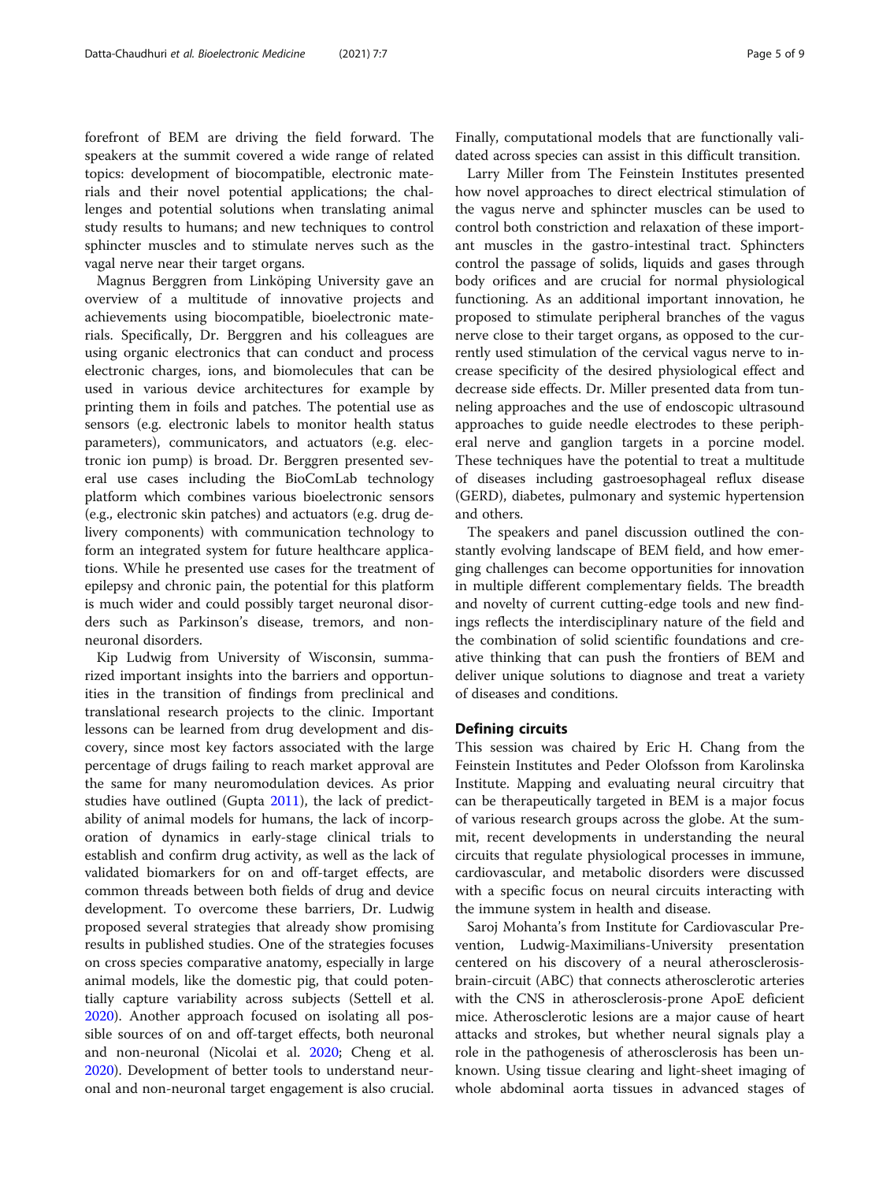forefront of BEM are driving the field forward. The speakers at the summit covered a wide range of related topics: development of biocompatible, electronic materials and their novel potential applications; the challenges and potential solutions when translating animal study results to humans; and new techniques to control sphincter muscles and to stimulate nerves such as the vagal nerve near their target organs.

Magnus Berggren from Linköping University gave an overview of a multitude of innovative projects and achievements using biocompatible, bioelectronic materials. Specifically, Dr. Berggren and his colleagues are using organic electronics that can conduct and process electronic charges, ions, and biomolecules that can be used in various device architectures for example by printing them in foils and patches. The potential use as sensors (e.g. electronic labels to monitor health status parameters), communicators, and actuators (e.g. electronic ion pump) is broad. Dr. Berggren presented several use cases including the BioComLab technology platform which combines various bioelectronic sensors (e.g., electronic skin patches) and actuators (e.g. drug delivery components) with communication technology to form an integrated system for future healthcare applications. While he presented use cases for the treatment of epilepsy and chronic pain, the potential for this platform is much wider and could possibly target neuronal disorders such as Parkinson's disease, tremors, and non-neuronal disorders.

Kip Ludwig from University of Wisconsin, summarized important insights into the barriers and opportunities in the transition of findings from preclinical and translational research projects to the clinic. Important lessons can be learned from drug development and discovery, since most key factors associated with the large percentage of drugs failing to reach market approval are the same for many neuromodulation devices. As prior studies have outlined (Gupta 2011), the lack of predictability of animal models for humans, the lack of incorporation of dynamics in early-stage clinical trials to establish and confirm drug activity, as well as the lack of validated biomarkers for on and off-target effects, are common threads between both fields of drug and device development. To overcome these barriers, Dr. Ludwig proposed several strategies that already show promising results in published studies. One of the strategies focuses on cross species comparative anatomy, especially in large animal models, like the domestic pig, that could potentially capture variability across subjects (Settell et al. 2020). Another approach focused on isolating all possible sources of on and off-target effects, both neuronal and non-neuronal (Nicolai et al. 2020; Cheng et al. 2020). Development of better tools to understand neuronal and non-neuronal target engagement is also crucial. Finally, computational models that are functionally validated across species can assist in this difficult transition.

Larry Miller from The Feinstein Institutes presented how novel approaches to direct electrical stimulation of the vagus nerve and sphincter muscles can be used to control both constriction and relaxation of these important muscles in the gastro-intestinal tract. Sphincters control the passage of solids, liquids and gases through body orifices and are crucial for normal physiological functioning. As an additional important innovation, he proposed to stimulate peripheral branches of the vagus nerve close to their target organs, as opposed to the currently used stimulation of the cervical vagus nerve to increase specificity of the desired physiological effect and decrease side effects. Dr. Miller presented data from tunneling approaches and the use of endoscopic ultrasound approaches to guide needle electrodes to these peripheral nerve and ganglion targets in a porcine model. These techniques have the potential to treat a multitude of diseases including gastroesophageal reflux disease (GERD), diabetes, pulmonary and systemic hypertension and others.

The speakers and panel discussion outlined the constantly evolving landscape of BEM field, and how emerging challenges can become opportunities for innovation in multiple different complementary fields. The breadth and novelty of current cutting-edge tools and new findings reflects the interdisciplinary nature of the field and the combination of solid scientific foundations and creative thinking that can push the frontiers of BEM and deliver unique solutions to diagnose and treat a variety of diseases and conditions.

## Defining circuits

This session was chaired by Eric H. Chang from the Feinstein Institutes and Peder Olofsson from Karolinska Institute. Mapping and evaluating neural circuitry that can be therapeutically targeted in BEM is a major focus of various research groups across the globe. At the summit, recent developments in understanding the neural circuits that regulate physiological processes in immune, cardiovascular, and metabolic disorders were discussed with a specific focus on neural circuits interacting with the immune system in health and disease.

Saroj Mohanta's from Institute for Cardiovascular Prevention, Ludwig-Maximilians-University presentation centered on his discovery of a neural atherosclerosis-brain-circuit (ABC) that connects atherosclerotic arteries with the CNS in atherosclerosis-prone ApoE deficient mice. Atherosclerotic lesions are a major cause of heart attacks and strokes, but whether neural signals play a role in the pathogenesis of atherosclerosis has been unknown. Using tissue clearing and light-sheet imaging of whole abdominal aorta tissues in advanced stages of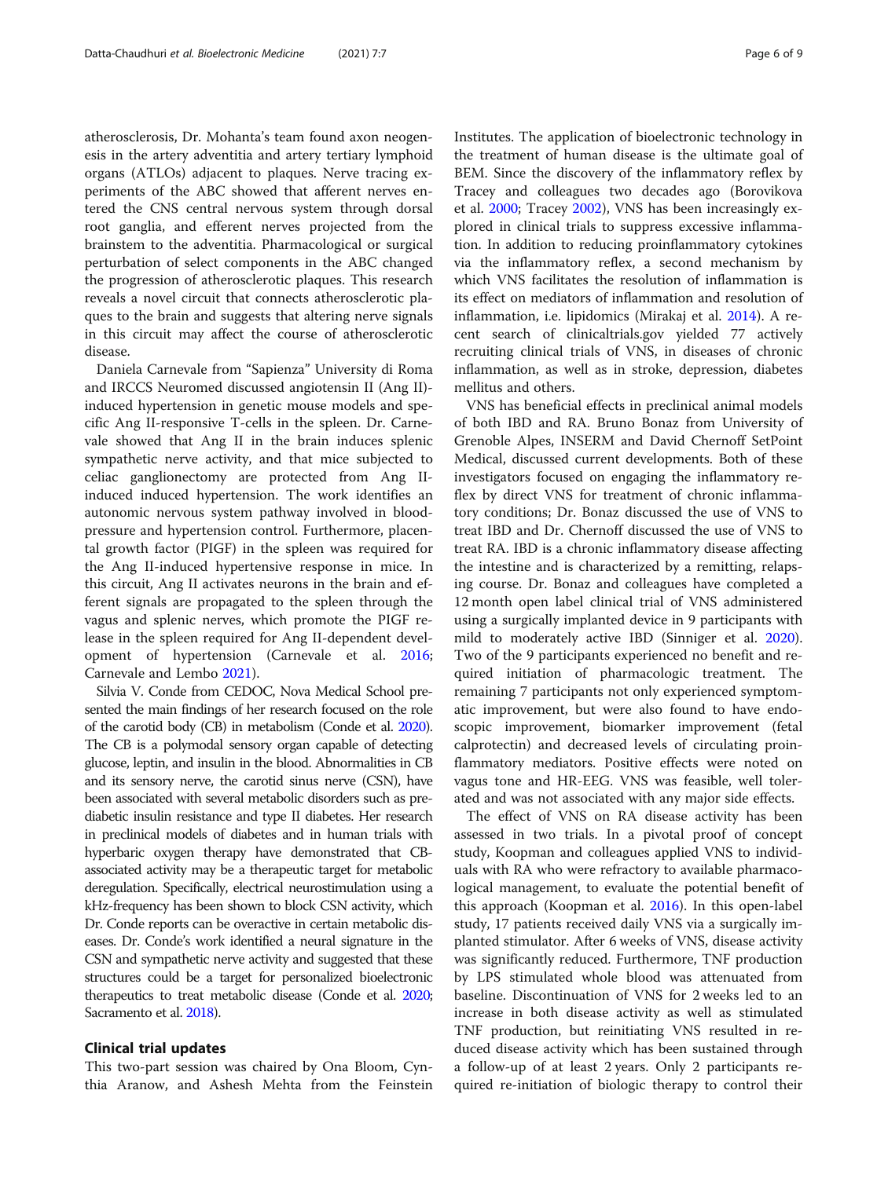atherosclerosis, Dr. Mohanta's team found axon neogenesis in the artery adventitia and artery tertiary lymphoid organs (ATLOs) adjacent to plaques. Nerve tracing experiments of the ABC showed that afferent nerves entered the CNS central nervous system through dorsal root ganglia, and efferent nerves projected from the brainstem to the adventitia. Pharmacological or surgical perturbation of select components in the ABC changed the progression of atherosclerotic plaques. This research reveals a novel circuit that connects atherosclerotic plaques to the brain and suggests that altering nerve signals in this circuit may affect the course of atherosclerotic disease.

Daniela Carnevale from "Sapienza" University di Roma and IRCCS Neuromed discussed angiotensin II (Ang II)-induced hypertension in genetic mouse models and specific Ang II-responsive T-cells in the spleen. Dr. Carnevale showed that Ang II in the brain induces splenic sympathetic nerve activity, and that mice subjected to celiac ganglionectomy are protected from Ang II-induced induced hypertension. The work identifies an autonomic nervous system pathway involved in blood-pressure and hypertension control. Furthermore, placental growth factor (PIGF) in the spleen was required for the Ang II-induced hypertensive response in mice. In this circuit, Ang II activates neurons in the brain and efferent signals are propagated to the spleen through the vagus and splenic nerves, which promote the PIGF release in the spleen required for Ang II-dependent development of hypertension (Carnevale et al. 2016; Carnevale and Lembo 2021).

Silvia V. Conde from CEDOC, Nova Medical School presented the main findings of her research focused on the role of the carotid body (CB) in metabolism (Conde et al. 2020). The CB is a polymodal sensory organ capable of detecting glucose, leptin, and insulin in the blood. Abnormalities in CB and its sensory nerve, the carotid sinus nerve (CSN), have been associated with several metabolic disorders such as prediabetic insulin resistance and type II diabetes. Her research in preclinical models of diabetes and in human trials with hyperbaric oxygen therapy have demonstrated that CB-associated activity may be a therapeutic target for metabolic deregulation. Specifically, electrical neurostimulation using a kHz-frequency has been shown to block CSN activity, which Dr. Conde reports can be overactive in certain metabolic diseases. Dr. Conde's work identified a neural signature in the CSN and sympathetic nerve activity and suggested that these structures could be a target for personalized bioelectronic therapeutics to treat metabolic disease (Conde et al. 2020; Sacramento et al. 2018).

## Clinical trial updates

This two-part session was chaired by Ona Bloom, Cynthia Aranow, and Ashesh Mehta from the Feinstein Institutes. The application of bioelectronic technology in the treatment of human disease is the ultimate goal of BEM. Since the discovery of the inflammatory reflex by Tracey and colleagues two decades ago (Borovikova et al. 2000; Tracey 2002), VNS has been increasingly explored in clinical trials to suppress excessive inflammation. In addition to reducing proinflammatory cytokines via the inflammatory reflex, a second mechanism by which VNS facilitates the resolution of inflammation is its effect on mediators of inflammation and resolution of inflammation, i.e. lipidomics (Mirakaj et al. 2014). A recent search of clinicaltrials.gov yielded 77 actively recruiting clinical trials of VNS, in diseases of chronic inflammation, as well as in stroke, depression, diabetes mellitus and others.

VNS has beneficial effects in preclinical animal models of both IBD and RA. Bruno Bonaz from University of Grenoble Alpes, INSERM and David Chernoff SetPoint Medical, discussed current developments. Both of these investigators focused on engaging the inflammatory reflex by direct VNS for treatment of chronic inflammatory conditions; Dr. Bonaz discussed the use of VNS to treat IBD and Dr. Chernoff discussed the use of VNS to treat RA. IBD is a chronic inflammatory disease affecting the intestine and is characterized by a remitting, relapsing course. Dr. Bonaz and colleagues have completed a 12 month open label clinical trial of VNS administered using a surgically implanted device in 9 participants with mild to moderately active IBD (Sinniger et al. 2020). Two of the 9 participants experienced no benefit and required initiation of pharmacologic treatment. The remaining 7 participants not only experienced symptomatic improvement, but were also found to have endoscopic improvement, biomarker improvement (fetal calprotectin) and decreased levels of circulating proinflammatory mediators. Positive effects were noted on vagus tone and HR-EEG. VNS was feasible, well tolerated and was not associated with any major side effects.

The effect of VNS on RA disease activity has been assessed in two trials. In a pivotal proof of concept study, Koopman and colleagues applied VNS to individuals with RA who were refractory to available pharmacological management, to evaluate the potential benefit of this approach (Koopman et al. 2016). In this open-label study, 17 patients received daily VNS via a surgically implanted stimulator. After 6 weeks of VNS, disease activity was significantly reduced. Furthermore, TNF production by LPS stimulated whole blood was attenuated from baseline. Discontinuation of VNS for 2 weeks led to an increase in both disease activity as well as stimulated TNF production, but reinitiating VNS resulted in reduced disease activity which has been sustained through a follow-up of at least 2 years. Only 2 participants required re-initiation of biologic therapy to control their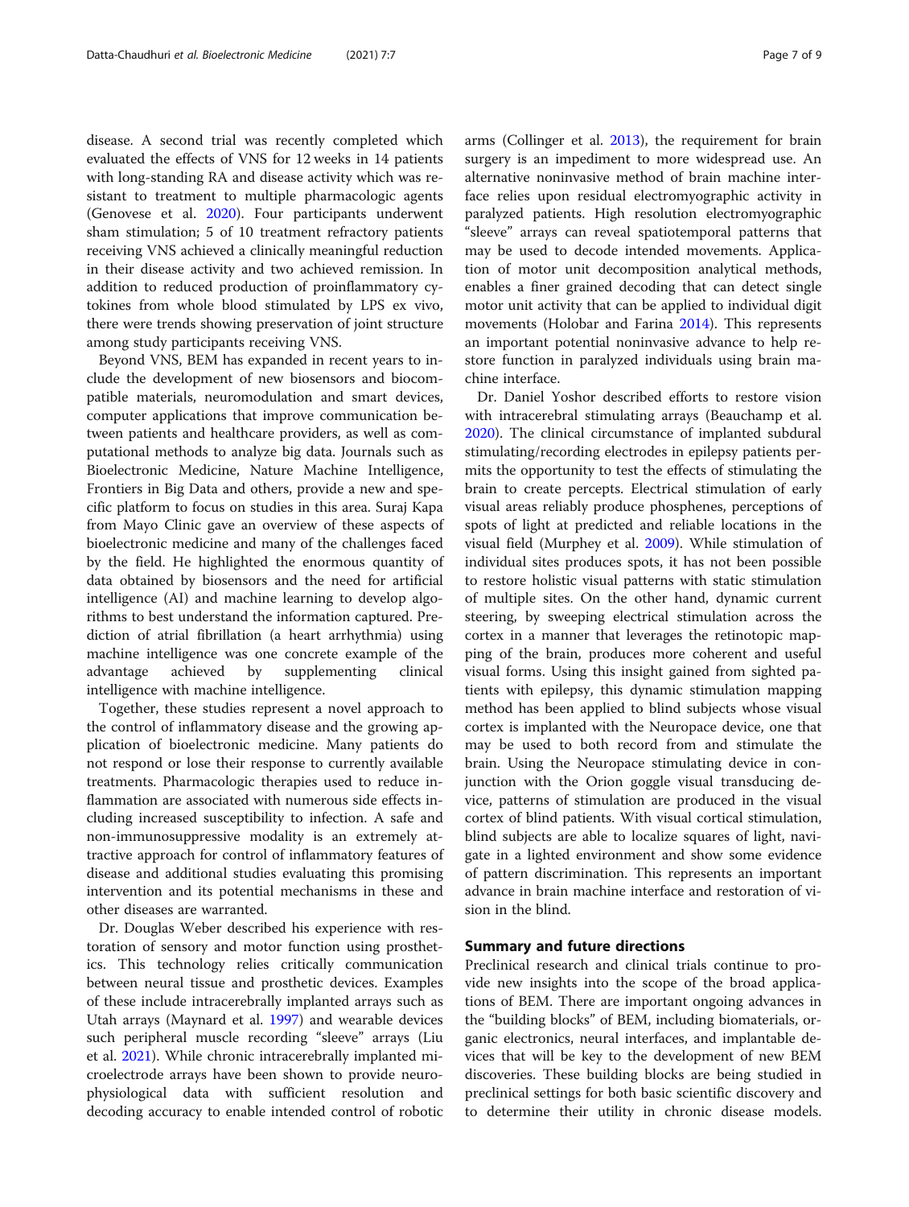disease. A second trial was recently completed which evaluated the effects of VNS for 12 weeks in 14 patients with long-standing RA and disease activity which was resistant to treatment to multiple pharmacologic agents (Genovese et al. 2020). Four participants underwent sham stimulation; 5 of 10 treatment refractory patients receiving VNS achieved a clinically meaningful reduction in their disease activity and two achieved remission. In addition to reduced production of proinflammatory cytokines from whole blood stimulated by LPS ex vivo, there were trends showing preservation of joint structure among study participants receiving VNS.

Beyond VNS, BEM has expanded in recent years to include the development of new biosensors and biocompatible materials, neuromodulation and smart devices, computer applications that improve communication between patients and healthcare providers, as well as computational methods to analyze big data. Journals such as Bioelectronic Medicine, Nature Machine Intelligence, Frontiers in Big Data and others, provide a new and specific platform to focus on studies in this area. Suraj Kapa from Mayo Clinic gave an overview of these aspects of bioelectronic medicine and many of the challenges faced by the field. He highlighted the enormous quantity of data obtained by biosensors and the need for artificial intelligence (AI) and machine learning to develop algorithms to best understand the information captured. Prediction of atrial fibrillation (a heart arrhythmia) using machine intelligence was one concrete example of the advantage achieved by supplementing clinical intelligence with machine intelligence.

Together, these studies represent a novel approach to the control of inflammatory disease and the growing application of bioelectronic medicine. Many patients do not respond or lose their response to currently available treatments. Pharmacologic therapies used to reduce inflammation are associated with numerous side effects including increased susceptibility to infection. A safe and non-immunosuppressive modality is an extremely attractive approach for control of inflammatory features of disease and additional studies evaluating this promising intervention and its potential mechanisms in these and other diseases are warranted.

Dr. Douglas Weber described his experience with restoration of sensory and motor function using prosthetics. This technology relies critically communication between neural tissue and prosthetic devices. Examples of these include intracerebrally implanted arrays such as Utah arrays (Maynard et al. 1997) and wearable devices such peripheral muscle recording "sleeve" arrays (Liu et al. 2021). While chronic intracerebrally implanted microelectrode arrays have been shown to provide neurophysiological data with sufficient resolution and decoding accuracy to enable intended control of robotic arms (Collinger et al. 2013), the requirement for brain surgery is an impediment to more widespread use. An alternative noninvasive method of brain machine interface relies upon residual electromyographic activity in paralyzed patients. High resolution electromyographic "sleeve" arrays can reveal spatiotemporal patterns that may be used to decode intended movements. Application of motor unit decomposition analytical methods, enables a finer grained decoding that can detect single motor unit activity that can be applied to individual digit movements (Holobar and Farina 2014). This represents an important potential noninvasive advance to help restore function in paralyzed individuals using brain machine interface.

Dr. Daniel Yoshor described efforts to restore vision with intracerebral stimulating arrays (Beauchamp et al. 2020). The clinical circumstance of implanted subdural stimulating/recording electrodes in epilepsy patients permits the opportunity to test the effects of stimulating the brain to create percepts. Electrical stimulation of early visual areas reliably produce phosphenes, perceptions of spots of light at predicted and reliable locations in the visual field (Murphey et al. 2009). While stimulation of individual sites produces spots, it has not been possible to restore holistic visual patterns with static stimulation of multiple sites. On the other hand, dynamic current steering, by sweeping electrical stimulation across the cortex in a manner that leverages the retinotopic mapping of the brain, produces more coherent and useful visual forms. Using this insight gained from sighted patients with epilepsy, this dynamic stimulation mapping method has been applied to blind subjects whose visual cortex is implanted with the Neuropace device, one that may be used to both record from and stimulate the brain. Using the Neuropace stimulating device in conjunction with the Orion goggle visual transducing device, patterns of stimulation are produced in the visual cortex of blind patients. With visual cortical stimulation, blind subjects are able to localize squares of light, navigate in a lighted environment and show some evidence of pattern discrimination. This represents an important advance in brain machine interface and restoration of vision in the blind.

## Summary and future directions

Preclinical research and clinical trials continue to provide new insights into the scope of the broad applications of BEM. There are important ongoing advances in the "building blocks" of BEM, including biomaterials, organic electronics, neural interfaces, and implantable devices that will be key to the development of new BEM discoveries. These building blocks are being studied in preclinical settings for both basic scientific discovery and to determine their utility in chronic disease models.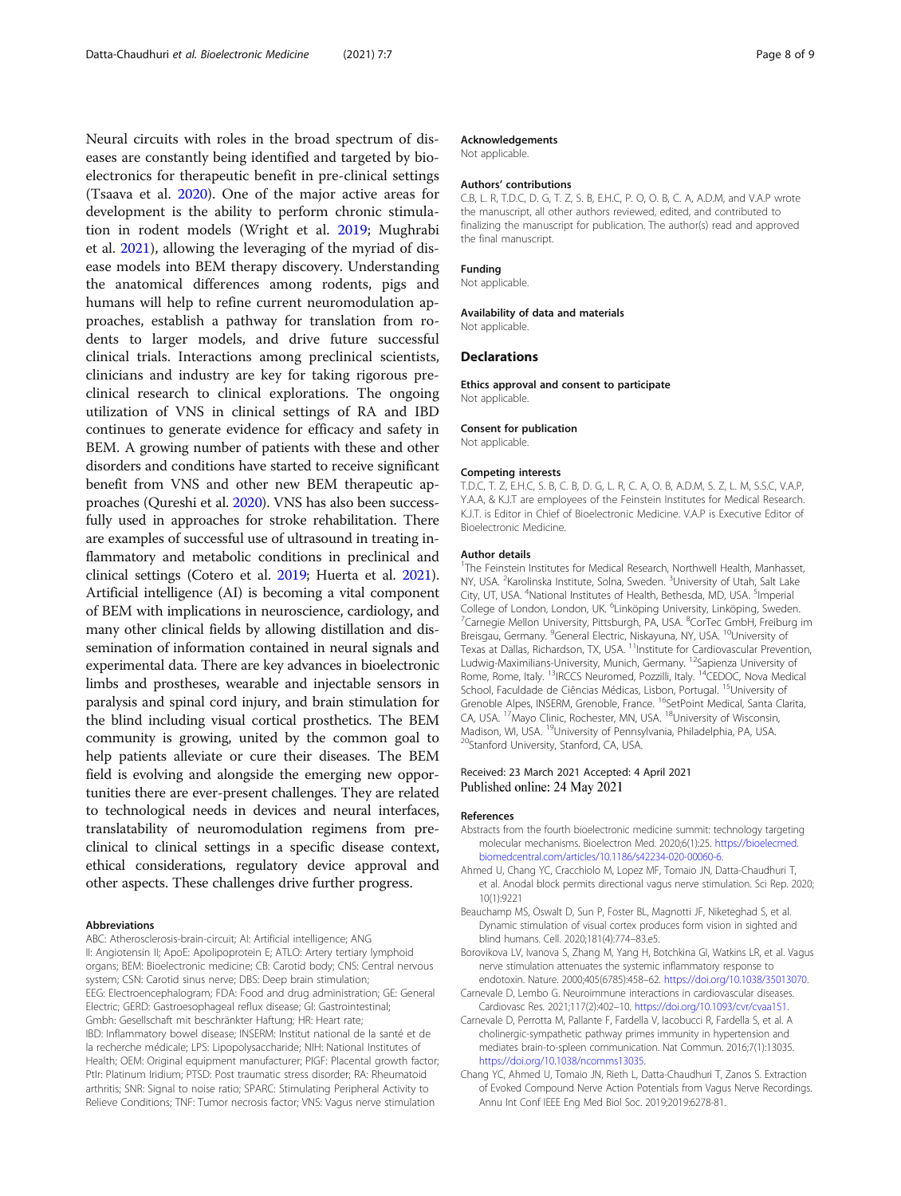Neural circuits with roles in the broad spectrum of diseases are constantly being identified and targeted by bioelectronics for therapeutic benefit in pre-clinical settings (Tsaava et al. 2020). One of the major active areas for development is the ability to perform chronic stimulation in rodent models (Wright et al. 2019; Mughrabi et al. 2021), allowing the leveraging of the myriad of disease models into BEM therapy discovery. Understanding the anatomical differences among rodents, pigs and humans will help to refine current neuromodulation approaches, establish a pathway for translation from rodents to larger models, and drive future successful clinical trials. Interactions among preclinical scientists, clinicians and industry are key for taking rigorous preclinical research to clinical explorations. The ongoing utilization of VNS in clinical settings of RA and IBD continues to generate evidence for efficacy and safety in BEM. A growing number of patients with these and other disorders and conditions have started to receive significant benefit from VNS and other new BEM therapeutic approaches (Qureshi et al. 2020). VNS has also been successfully used in approaches for stroke rehabilitation. There are examples of successful use of ultrasound in treating inflammatory and metabolic conditions in preclinical and clinical settings (Cotero et al. 2019; Huerta et al. 2021). Artificial intelligence (AI) is becoming a vital component of BEM with implications in neuroscience, cardiology, and many other clinical fields by allowing distillation and dissemination of information contained in neural signals and experimental data. There are key advances in bioelectronic limbs and prostheses, wearable and injectable sensors in paralysis and spinal cord injury, and brain stimulation for the blind including visual cortical prosthetics. The BEM community is growing, united by the common goal to help patients alleviate or cure their diseases. The BEM field is evolving and alongside the emerging new opportunities there are ever-present challenges. They are related to technological needs in devices and neural interfaces, translatability of neuromodulation regimens from preclinical to clinical settings in a specific disease context, ethical considerations, regulatory device approval and other aspects. These challenges drive further progress.

#### Abbreviations

ABC: Atherosclerosis-brain-circuit; AI: Artificial intelligence; ANG II: Angiotensin II; ApoE: Apolipoprotein E; ATLO: Artery tertiary lymphoid organs; BEM: Bioelectronic medicine; CB: Carotid body; CNS: Central nervous system; CSN: Carotid sinus nerve; DBS: Deep brain stimulation; EEG: Electroencephalogram; FDA: Food and drug administration; GE: General Electric; GERD: Gastroesophageal reflux disease; GI: Gastrointestinal; Gmbh: Gesellschaft mit beschränkter Haftung; HR: Heart rate; IBD: Inflammatory bowel disease; INSERM: Institut national de la santé et de la recherche médicale; LPS: Lipopolysaccharide; NIH: National Institutes of Health; OEM: Original equipment manufacturer; PIGF: Placental growth factor; PtIr: Platinum Iridium; PTSD: Post traumatic stress disorder; RA: Rheumatoid arthritis; SNR: Signal to noise ratio; SPARC: Stimulating Peripheral Activity to Relieve Conditions; TNF: Tumor necrosis factor; VNS: Vagus nerve stimulation

#### Acknowledgements

Not applicable.

#### Authors' contributions

C.B, L. R, T.D.C, D. G, T. Z, S. B, E.H.C, P. O, O. B, C. A, A.D.M, and V.A.P wrote the manuscript, all other authors reviewed, edited, and contributed to finalizing the manuscript for publication. The author(s) read and approved the final manuscript.

#### Funding

Not applicable.

#### Availability of data and materials

Not applicable.

## Declarations

#### Ethics approval and consent to participate

Not applicable.

#### Consent for publication

Not applicable.

#### Competing interests

T.D.C, T. Z, E.H.C, S. B, C. B, D. G, L. R, C. A, O. B, A.D.M, S. Z, L. M, S.S.C, V.A.P, Y.A.A, & K.J.T are employees of the Feinstein Institutes for Medical Research. K.J.T. is Editor in Chief of Bioelectronic Medicine. V.A.P is Executive Editor of Bioelectronic Medicine.

#### Author details

[1]The Feinstein Institutes for Medical Research, Northwell Health, Manhasset, NY, USA. [2]Karolinska Institute, Solna, Sweden. [3]University of Utah, Salt Lake City, UT, USA. [4]National Institutes of Health, Bethesda, MD, USA. [5]Imperial College of London, London, UK. [6]Linköping University, Linköping, Sweden. [7]Carnegie Mellon University, Pittsburgh, PA, USA. [8]CorTec GmbH, Freiburg im Breisgau, Germany. [9]General Electric, Niskayuna, NY, USA. [10]University of Texas at Dallas, Richardson, TX, USA. [11]Institute for Cardiovascular Prevention, Ludwig-Maximilians-University, Munich, Germany. [12]Sapienza University of Rome, Rome, Italy. [13]IRCCS Neuromed, Pozzilli, Italy. [14]CEDOC, Nova Medical School, Faculdade de Ciências Médicas, Lisbon, Portugal. [15]University of Grenoble Alpes, INSERM, Grenoble, France. [16]SetPoint Medical, Santa Clarita, CA, USA. [17]Mayo Clinic, Rochester, MN, USA. [18]University of Wisconsin, Madison, WI, USA. [19]University of Pennsylvania, Philadelphia, PA, USA. [20]Stanford University, Stanford, CA, USA.

Received: 23 March 2021 Accepted: 4 April 2021
Published online: 24 May 2021

#### References

Abstracts from the fourth bioelectronic medicine summit: technology targeting molecular mechanisms. Bioelectron Med. 2020;6(1):25. https://bioelecmed.biomedcentral.com/articles/10.1186/s42234-020-00060-6.

Ahmed U, Chang YC, Cracchiolo M, Lopez MF, Tomaio JN, Datta-Chaudhuri T, et al. Anodal block permits directional vagus nerve stimulation. Sci Rep. 2020; 10(1):9221

Beauchamp MS, Oswalt D, Sun P, Foster BL, Magnotti JF, Niketeghad S, et al. Dynamic stimulation of visual cortex produces form vision in sighted and blind humans. Cell. 2020;181(4):774–83.e5.

Borovikova LV, Ivanova S, Zhang M, Yang H, Botchkina GI, Watkins LR, et al. Vagus nerve stimulation attenuates the systemic inflammatory response to endotoxin. Nature. 2000;405(6785):458–62. https://doi.org/10.1038/35013070.

Carnevale D, Lembo G. Neuroimmune interactions in cardiovascular diseases. Cardiovasc Res. 2021;117(2):402–10. https://doi.org/10.1093/cvr/cvaa151.

Carnevale D, Perrotta M, Pallante F, Fardella V, Iacobucci R, Fardella S, et al. A cholinergic-sympathetic pathway primes immunity in hypertension and mediates brain-to-spleen communication. Nat Commun. 2016;7(1):13035. https://doi.org/10.1038/ncomms13035.

Chang YC, Ahmed U, Tomaio JN, Rieth L, Datta-Chaudhuri T, Zanos S. Extraction of Evoked Compound Nerve Action Potentials from Vagus Nerve Recordings. Annu Int Conf IEEE Eng Med Biol Soc. 2019;2019:6278-81.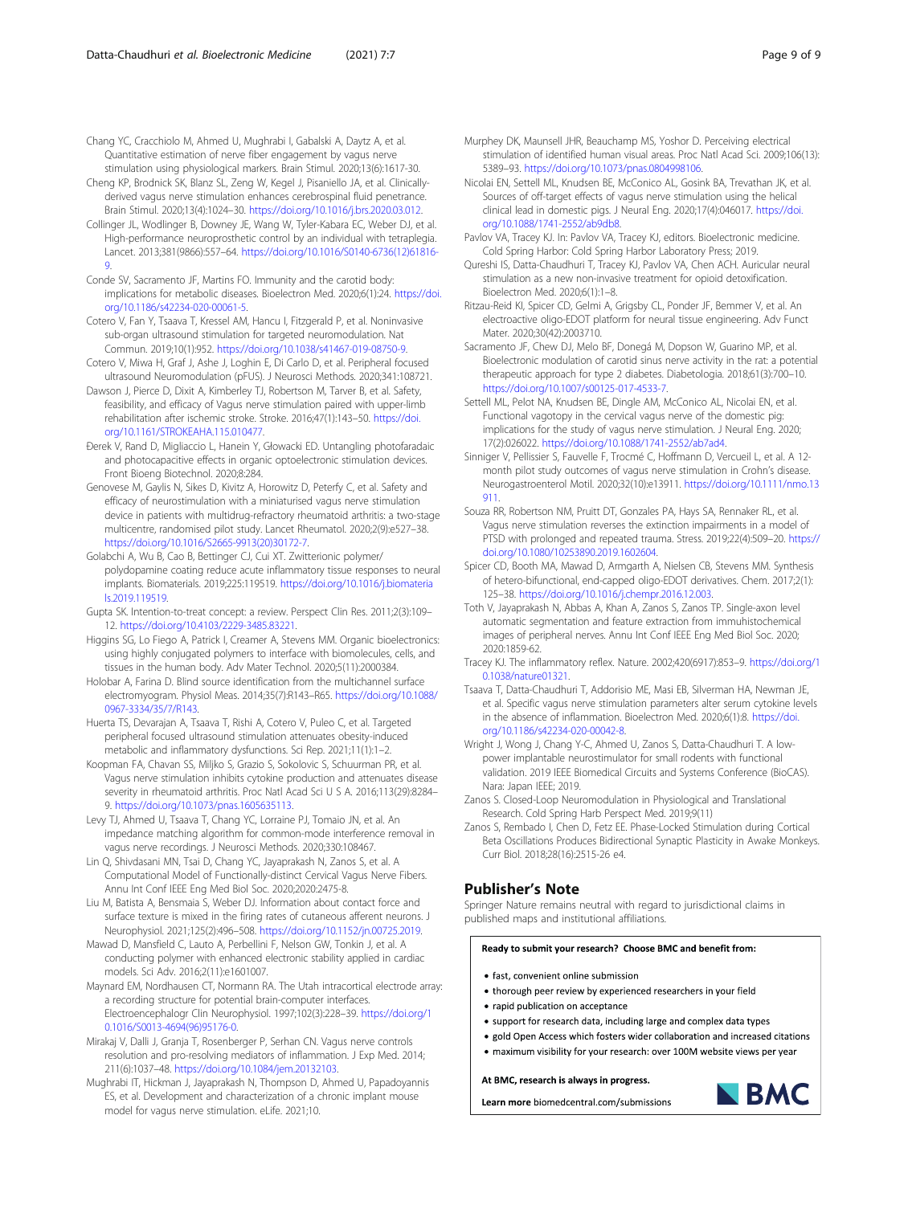Chang YC, Cracchiolo M, Ahmed U, Mughrabi I, Gabalski A, Daytz A, et al. Quantitative estimation of nerve fiber engagement by vagus nerve stimulation using physiological markers. Brain Stimul. 2020;13(6):1617-30.

Cheng KP, Brodnick SK, Blanz SL, Zeng W, Kegel J, Pisaniello JA, et al. Clinically-derived vagus nerve stimulation enhances cerebrospinal fluid penetrance. Brain Stimul. 2020;13(4):1024–30. https://doi.org/10.1016/j.brs.2020.03.012.

Collinger JL, Wodlinger B, Downey JE, Wang W, Tyler-Kabara EC, Weber DJ, et al. High-performance neuroprosthetic control by an individual with tetraplegia. Lancet. 2013;381(9866):557–64. https://doi.org/10.1016/S0140-6736(12)61816-9.

Conde SV, Sacramento JF, Martins FO. Immunity and the carotid body: implications for metabolic diseases. Bioelectron Med. 2020;6(1):24. https://doi.org/10.1186/s42234-020-00061-5.

Cotero V, Fan Y, Tsaava T, Kressel AM, Hancu I, Fitzgerald P, et al. Noninvasive sub-organ ultrasound stimulation for targeted neuromodulation. Nat Commun. 2019;10(1):952. https://doi.org/10.1038/s41467-019-08750-9.

Cotero V, Miwa H, Graf J, Ashe J, Loghin E, Di Carlo D, et al. Peripheral focused ultrasound Neuromodulation (pFUS). J Neurosci Methods. 2020;341:108721.

Dawson J, Pierce D, Dixit A, Kimberley TJ, Robertson M, Tarver B, et al. Safety, feasibility, and efficacy of Vagus nerve stimulation paired with upper-limb rehabilitation after ischemic stroke. Stroke. 2016;47(1):143–50. https://doi.org/10.1161/STROKEAHA.115.010477.

Đerek V, Rand D, Migliaccio L, Hanein Y, Głowacki ED. Untangling photofaradaic and photocapacitive effects in organic optoelectronic stimulation devices. Front Bioeng Biotechnol. 2020;8:284.

Genovese M, Gaylis N, Sikes D, Kivitz A, Horowitz D, Peterfy C, et al. Safety and efficacy of neurostimulation with a miniaturised vagus nerve stimulation device in patients with multidrug-refractory rheumatoid arthritis: a two-stage multicentre, randomised pilot study. Lancet Rheumatol. 2020;2(9):e527–38. https://doi.org/10.1016/S2665-9913(20)30172-7.

Golabchi A, Wu B, Cao B, Bettinger CJ, Cui XT. Zwitterionic polymer/polydopamine coating reduce acute inflammatory tissue responses to neural implants. Biomaterials. 2019;225:119519. https://doi.org/10.1016/j.biomaterials.2019.119519.

Gupta SK. Intention-to-treat concept: a review. Perspect Clin Res. 2011;2(3):109–12. https://doi.org/10.4103/2229-3485.83221.

Higgins SG, Lo Fiego A, Patrick I, Creamer A, Stevens MM. Organic bioelectronics: using highly conjugated polymers to interface with biomolecules, cells, and tissues in the human body. Adv Mater Technol. 2020;5(11):2000384.

Holobar A, Farina D. Blind source identification from the multichannel surface electromyogram. Physiol Meas. 2014;35(7):R143–R65. https://doi.org/10.1088/0967-3334/35/7/R143.

Huerta TS, Devarajan A, Tsaava T, Rishi A, Cotero V, Puleo C, et al. Targeted peripheral focused ultrasound stimulation attenuates obesity-induced metabolic and inflammatory dysfunctions. Sci Rep. 2021;11(1):1–2.

Koopman FA, Chavan SS, Miljko S, Grazio S, Sokolovic S, Schuurman PR, et al. Vagus nerve stimulation inhibits cytokine production and attenuates disease severity in rheumatoid arthritis. Proc Natl Acad Sci U S A. 2016;113(29):8284–9. https://doi.org/10.1073/pnas.1605635113.

Levy TJ, Ahmed U, Tsaava T, Chang YC, Lorraine PJ, Tomaio JN, et al. An impedance matching algorithm for common-mode interference removal in vagus nerve recordings. J Neurosci Methods. 2020;330:108467.

Lin Q, Shivdasani MN, Tsai D, Chang YC, Jayaprakash N, Zanos S, et al. A Computational Model of Functionally-distinct Cervical Vagus Nerve Fibers. Annu Int Conf IEEE Eng Med Biol Soc. 2020;2020:2475-8.

Liu M, Batista A, Bensmaia S, Weber DJ. Information about contact force and surface texture is mixed in the firing rates of cutaneous afferent neurons. J Neurophysiol. 2021;125(2):496–508. https://doi.org/10.1152/jn.00725.2019.

Mawad D, Mansfield C, Lauto A, Perbellini F, Nelson GW, Tonkin J, et al. A conducting polymer with enhanced electronic stability applied in cardiac models. Sci Adv. 2016;2(11):e1601007.

Maynard EM, Nordhausen CT, Normann RA. The Utah intracortical electrode array: a recording structure for potential brain-computer interfaces. Electroencephalogr Clin Neurophysiol. 1997;102(3):228–39. https://doi.org/10.1016/S0013-4694(96)95176-0.

Mirakaj V, Dalli J, Granja T, Rosenberger P, Serhan CN. Vagus nerve controls resolution and pro-resolving mediators of inflammation. J Exp Med. 2014;211(6):1037–48. https://doi.org/10.1084/jem.20132103.

Mughrabi IT, Hickman J, Jayaprakash N, Thompson D, Ahmed U, Papadoyannis ES, et al. Development and characterization of a chronic implant mouse model for vagus nerve stimulation. eLife. 2021;10.

Murphey DK, Maunsell JHR, Beauchamp MS, Yoshor D. Perceiving electrical stimulation of identified human visual areas. Proc Natl Acad Sci. 2009;106(13):5389–93. https://doi.org/10.1073/pnas.0804998106.

Nicolai EN, Settell ML, Knudsen BE, McConico AL, Gosink BA, Trevathan JK, et al. Sources of off-target effects of vagus nerve stimulation using the helical clinical lead in domestic pigs. J Neural Eng. 2020;17(4):046017. https://doi.org/10.1088/1741-2552/ab9db8.

Pavlov VA, Tracey KJ. In: Pavlov VA, Tracey KJ, editors. Bioelectronic medicine. Cold Spring Harbor: Cold Spring Harbor Laboratory Press; 2019.

Qureshi IS, Datta-Chaudhuri T, Tracey KJ, Pavlov VA, Chen ACH. Auricular neural stimulation as a new non-invasive treatment for opioid detoxification. Bioelectron Med. 2020;6(1):1–8.

Ritzau-Reid KI, Spicer CD, Gelmi A, Grigsby CL, Ponder JF, Bemmer V, et al. An electroactive oligo-EDOT platform for neural tissue engineering. Adv Funct Mater. 2020;30(42):2003710.

Sacramento JF, Chew DJ, Melo BF, Donegá M, Dopson W, Guarino MP, et al. Bioelectronic modulation of carotid sinus nerve activity in the rat: a potential therapeutic approach for type 2 diabetes. Diabetologia. 2018;61(3):700–10. https://doi.org/10.1007/s00125-017-4533-7.

Settell ML, Pelot NA, Knudsen BE, Dingle AM, McConico AL, Nicolai EN, et al. Functional vagotopy in the cervical vagus nerve of the domestic pig: implications for the study of vagus nerve stimulation. J Neural Eng. 2020;17(2):026022. https://doi.org/10.1088/1741-2552/ab7ad4.

Sinniger V, Pellissier S, Fauvelle F, Trocmé C, Hoffmann D, Vercueil L, et al. A 12-month pilot study outcomes of vagus nerve stimulation in Crohn's disease. Neurogastroenterol Motil. 2020;32(10):e13911. https://doi.org/10.1111/nmo.13911.

Souza RR, Robertson NM, Pruitt DT, Gonzales PA, Hays SA, Rennaker RL, et al. Vagus nerve stimulation reverses the extinction impairments in a model of PTSD with prolonged and repeated trauma. Stress. 2019;22(4):509–20. https://doi.org/10.1080/10253890.2019.1602604.

Spicer CD, Booth MA, Mawad D, Armgarth A, Nielsen CB, Stevens MM. Synthesis of hetero-bifunctional, end-capped oligo-EDOT derivatives. Chem. 2017;2(1):125–38. https://doi.org/10.1016/j.chempr.2016.12.003.

Toth V, Jayaprakash N, Abbas A, Khan A, Zanos S, Zanos TP. Single-axon level automatic segmentation and feature extraction from immuhistochemical images of peripheral nerves. Annu Int Conf IEEE Eng Med Biol Soc. 2020;2020:1859-62.

Tracey KJ. The inflammatory reflex. Nature. 2002;420(6917):853–9. https://doi.org/10.1038/nature01321.

Tsaava T, Datta-Chaudhuri T, Addorisio ME, Masi EB, Silverman HA, Newman JE, et al. Specific vagus nerve stimulation parameters alter serum cytokine levels in the absence of inflammation. Bioelectron Med. 2020;6(1):8. https://doi.org/10.1186/s42234-020-00042-8.

Wright J, Wong J, Chang Y-C, Ahmed U, Zanos S, Datta-Chaudhuri T. A low-power implantable neurostimulator for small rodents with functional validation. 2019 IEEE Biomedical Circuits and Systems Conference (BioCAS). Nara: Japan IEEE; 2019.

Zanos S. Closed-Loop Neuromodulation in Physiological and Translational Research. Cold Spring Harb Perspect Med. 2019;9(11)

Zanos S, Rembado I, Chen D, Fetz EE. Phase-Locked Stimulation during Cortical Beta Oscillations Produces Bidirectional Synaptic Plasticity in Awake Monkeys. Curr Biol. 2018;28(16):2515-26 e4.

## Publisher's Note

Springer Nature remains neutral with regard to jurisdictional claims in published maps and institutional affiliations.

**Ready to submit your research? Choose BMC and benefit from:**

- fast, convenient online submission
- thorough peer review by experienced researchers in your field
- rapid publication on acceptance
- support for research data, including large and complex data types
- gold Open Access which fosters wider collaboration and increased citations
- maximum visibility for your research: over 100M website views per year

**At BMC, research is always in progress.**

**Learn more** biomedcentral.com/submissions